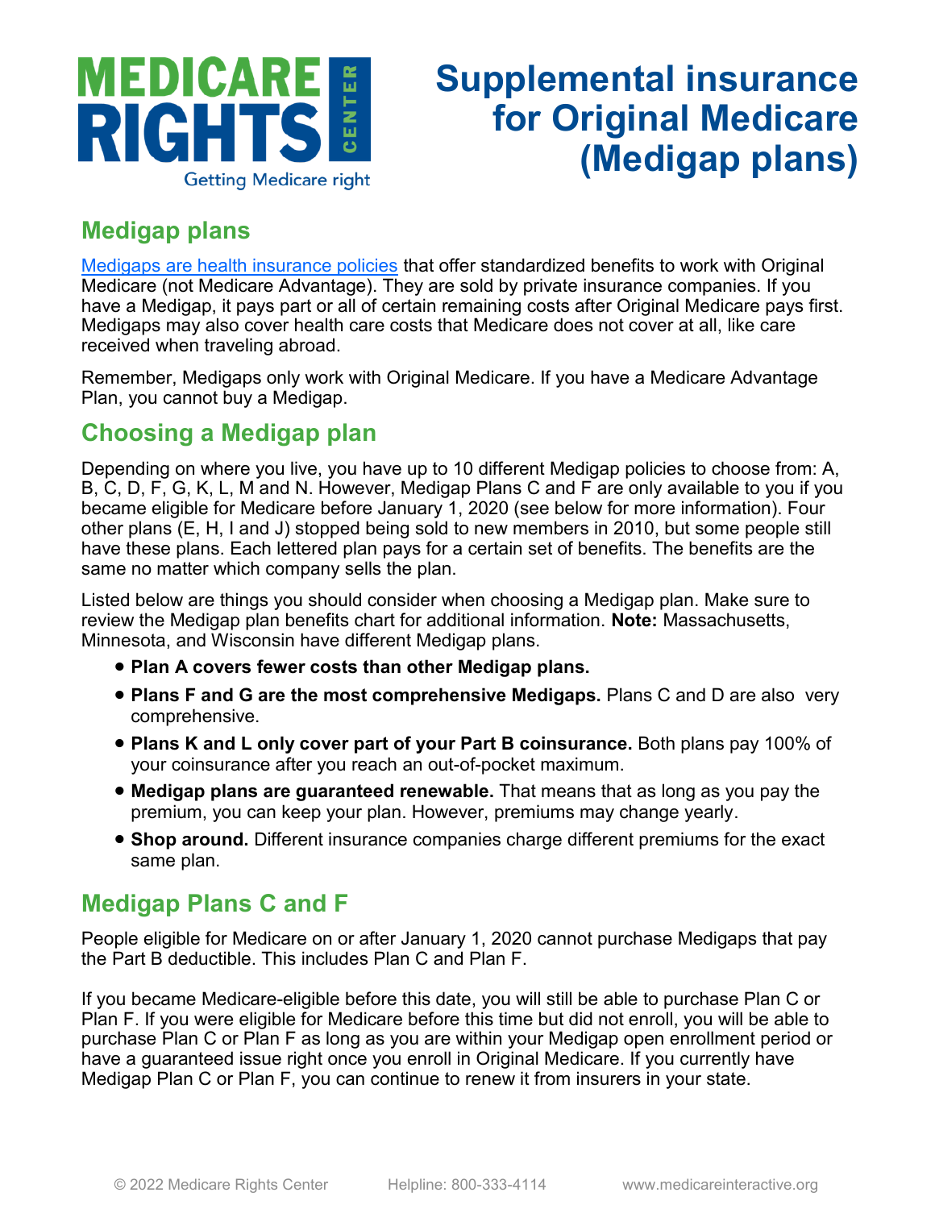# Supplemental insurance for Original Medicare (Medigap plans)

## Medigap plans

[Medigaps are health insurance policies]() that offer standardized benefits to work with Original Medicare (not Medicare Advantage). They are sold by private insurance companies. If you have a Medigap, it pays part or all of certain remaining costs after Original Medicare pays first. Medigaps may also cover health care costs that Medicare does not cover at all, like care received when traveling abroad.

Remember, Medigaps only work with Original Medicare. If you have a Medicare Advantage Plan, you cannot buy a Medigap.

## Choosing a Medigap plan

Depending on where you live, you have up to 10 different Medigap policies to choose from: A, B, C, D, F, G, K, L, M and N. However, Medigap Plans C and F are only available to you if you became eligible for Medicare before January 1, 2020 (see below for more information). Four other plans (E, H, I and J) stopped being sold to new members in 2010, but some people still have these plans. Each lettered plan pays for a certain set of benefits. The benefits are the same no matter which company sells the plan.

Listed below are things you should consider when choosing a Medigap plan. Make sure to review the Medigap plan benefits chart for additional information. **Note:** Massachusetts, Minnesota, and Wisconsin have different Medigap plans.

- **Plan A covers fewer costs than other Medigap plans.**
- **Plans F and G are the most comprehensive Medigaps.** Plans C and D are also very comprehensive.
- **Plans K and L only cover part of your Part B coinsurance.** Both plans pay 100% of your coinsurance after you reach an out-of-pocket maximum.
- **Medigap plans are guaranteed renewable.** That means that as long as you pay the premium, you can keep your plan. However, premiums may change yearly.
- **Shop around.** Different insurance companies charge different premiums for the exact same plan.

## Medigap Plans C and F

People eligible for Medicare on or after January 1, 2020 cannot purchase Medigaps that pay the Part B deductible. This includes Plan C and Plan F.

If you became Medicare-eligible before this date, you will still be able to purchase Plan C or Plan F. If you were eligible for Medicare before this time but did not enroll, you will be able to purchase Plan C or Plan F as long as you are within your Medigap open enrollment period or have a guaranteed issue right once you enroll in Original Medicare. If you currently have Medigap Plan C or Plan F, you can continue to renew it from insurers in your state.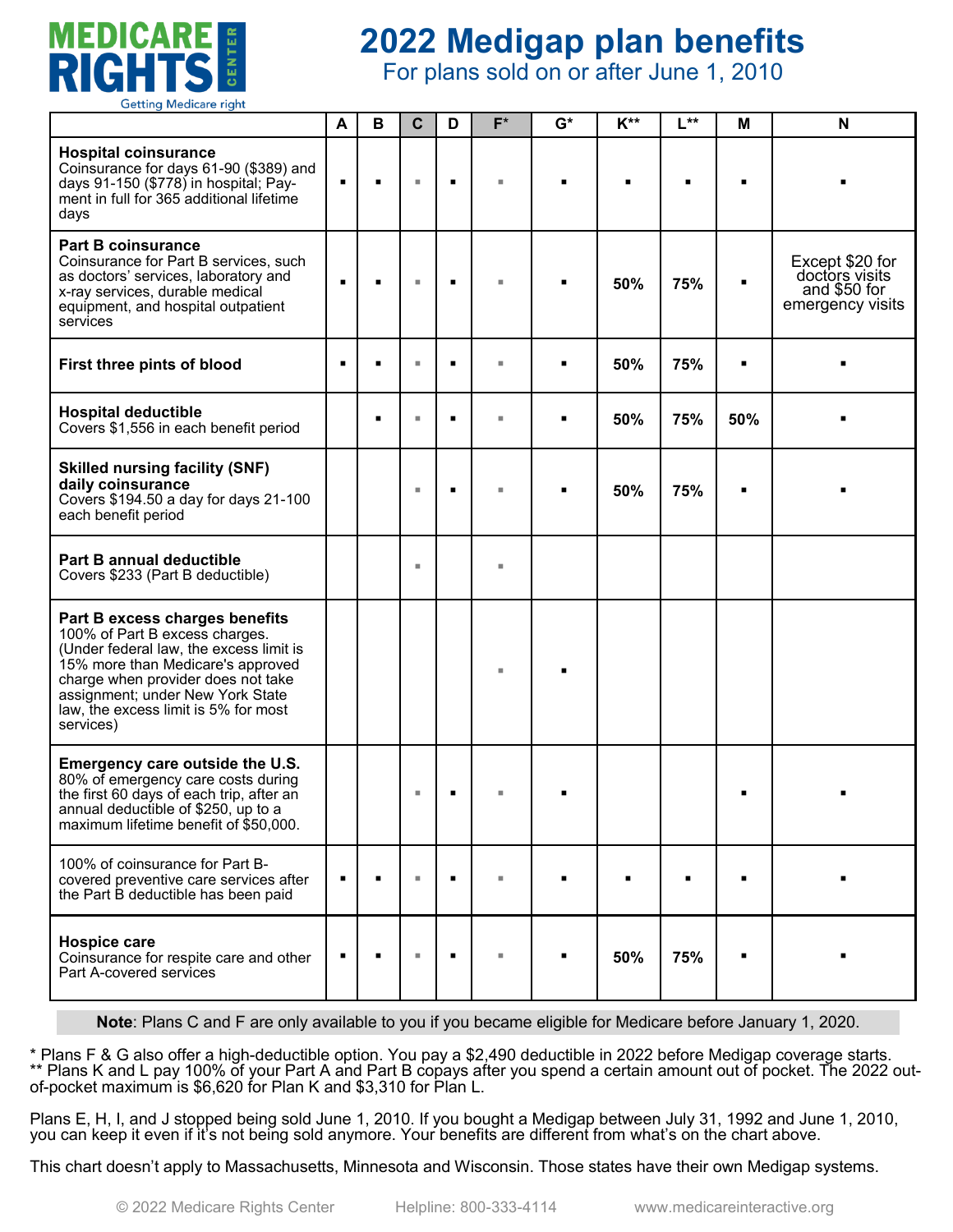# 2022 Medigap plan benefits

For plans sold on or after June 1, 2010

| | A | B | C | D | F* | G* | K** | L** | M | N |
|---|---|---|---|---|---|---|---|---|---|---|
| **Hospital coinsurance** Coinsurance for days 61-90 ($389) and days 91-150 ($778) in hospital; Payment in full for 365 additional lifetime days | ▪ | ▪ | ▪ | ▪ | ▪ | ▪ | ▪ | ▪ | ▪ | ▪ |
| **Part B coinsurance** Coinsurance for Part B services, such as doctors' services, laboratory and x-ray services, durable medical equipment, and hospital outpatient services | ▪ | ▪ | ▪ | ▪ | ▪ | ▪ | 50% | 75% | ▪ | Except $20 for doctors visits and $50 for emergency visits |
| **First three pints of blood** | ▪ | ▪ | ▪ | ▪ | ▪ | ▪ | 50% | 75% | ▪ | ▪ |
| **Hospital deductible** Covers $1,556 in each benefit period | | ▪ | ▪ | ▪ | ▪ | ▪ | 50% | 75% | 50% | ▪ |
| **Skilled nursing facility (SNF) daily coinsurance** Covers $194.50 a day for days 21-100 each benefit period | | | ▪ | ▪ | ▪ | ▪ | 50% | 75% | ▪ | ▪ |
| **Part B annual deductible** Covers $233 (Part B deductible) | | | ▪ | | ▪ | | | | | |
| **Part B excess charges benefits** 100% of Part B excess charges. (Under federal law, the excess limit is 15% more than Medicare's approved charge when provider does not take assignment; under New York State law, the excess limit is 5% for most services) | | | | | ▪ | ▪ | | | | |
| **Emergency care outside the U.S.** 80% of emergency care costs during the first 60 days of each trip, after an annual deductible of $250, up to a maximum lifetime benefit of $50,000. | | | ▪ | ▪ | ▪ | ▪ | | | ▪ | ▪ |
| 100% of coinsurance for Part B-covered preventive care services after the Part B deductible has been paid | ▪ | ▪ | ▪ | ▪ | ▪ | ▪ | ▪ | ▪ | ▪ | ▪ |
| **Hospice care** Coinsurance for respite care and other Part A-covered services | ▪ | ▪ | ▪ | ▪ | ▪ | ▪ | 50% | 75% | ▪ | ▪ |

**Note**: Plans C and F are only available to you if you became eligible for Medicare before January 1, 2020.

\* Plans F & G also offer a high-deductible option. You pay a $2,490 deductible in 2022 before Medigap coverage starts.
** Plans K and L pay 100% of your Part A and Part B copays after you spend a certain amount out of pocket. The 2022 out-of-pocket maximum is $6,620 for Plan K and $3,310 for Plan L.

Plans E, H, I, and J stopped being sold June 1, 2010. If you bought a Medigap between July 31, 1992 and June 1, 2010, you can keep it even if it's not being sold anymore. Your benefits are different from what's on the chart above.

This chart doesn't apply to Massachusetts, Minnesota and Wisconsin. Those states have their own Medigap systems.

© 2022 Medicare Rights Center Helpline: 800-333-4114 www.medicareinteractive.org